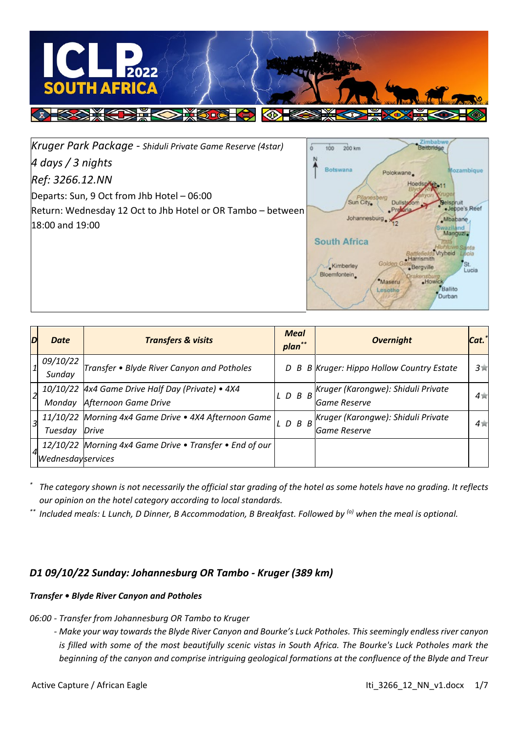*Kruger Park Package - Shiduli Private Game Reserve (4star)*
*4 days / 3 nights*
*Ref: 3266.12.NN*
Departs: Sun, 9 Oct from Jhb Hotel – 06:00
Return: Wednesday 12 Oct to Jhb Hotel or OR Tambo – between 18:00 and 19:00

| D | Date | Transfers & visits | Meal plan** | Overnight | Cat.* |
|---|---|---|---|---|---|
| 1 | 09/10/22 Sunday | Transfer • Blyde River Canyon and Potholes | D B B | Kruger: Hippo Hollow Country Estate | 3★ |
| 2 | 10/10/22 Monday | 4x4 Game Drive Half Day (Private) • 4X4 Afternoon Game Drive | L D B B | Kruger (Karongwe): Shiduli Private Game Reserve | 4★ |
| 3 | 11/10/22 Tuesday | Morning 4x4 Game Drive • 4X4 Afternoon Game Drive | L D B B | Kruger (Karongwe): Shiduli Private Game Reserve | 4★ |
| 4 | 12/10/22 Wednesday | Morning 4x4 Game Drive • Transfer • End of our services | | | |

\* *The category shown is not necessarily the official star grading of the hotel as some hotels have no grading. It reflects our opinion on the hotel category according to local standards.*

\*\* *Included meals: L Lunch, D Dinner, B Accommodation, B Breakfast. Followed by (o) when the meal is optional.*

## *D1 09/10/22 Sunday: Johannesburg OR Tambo - Kruger (389 km)*

***Transfer • Blyde River Canyon and Potholes***

*06:00 - Transfer from Johannesburg OR Tambo to Kruger*

*- Make your way towards the Blyde River Canyon and Bourke's Luck Potholes. This seemingly endless river canyon is filled with some of the most beautifully scenic vistas in South Africa. The Bourke's Luck Potholes mark the beginning of the canyon and comprise intriguing geological formations at the confluence of the Blyde and Treur*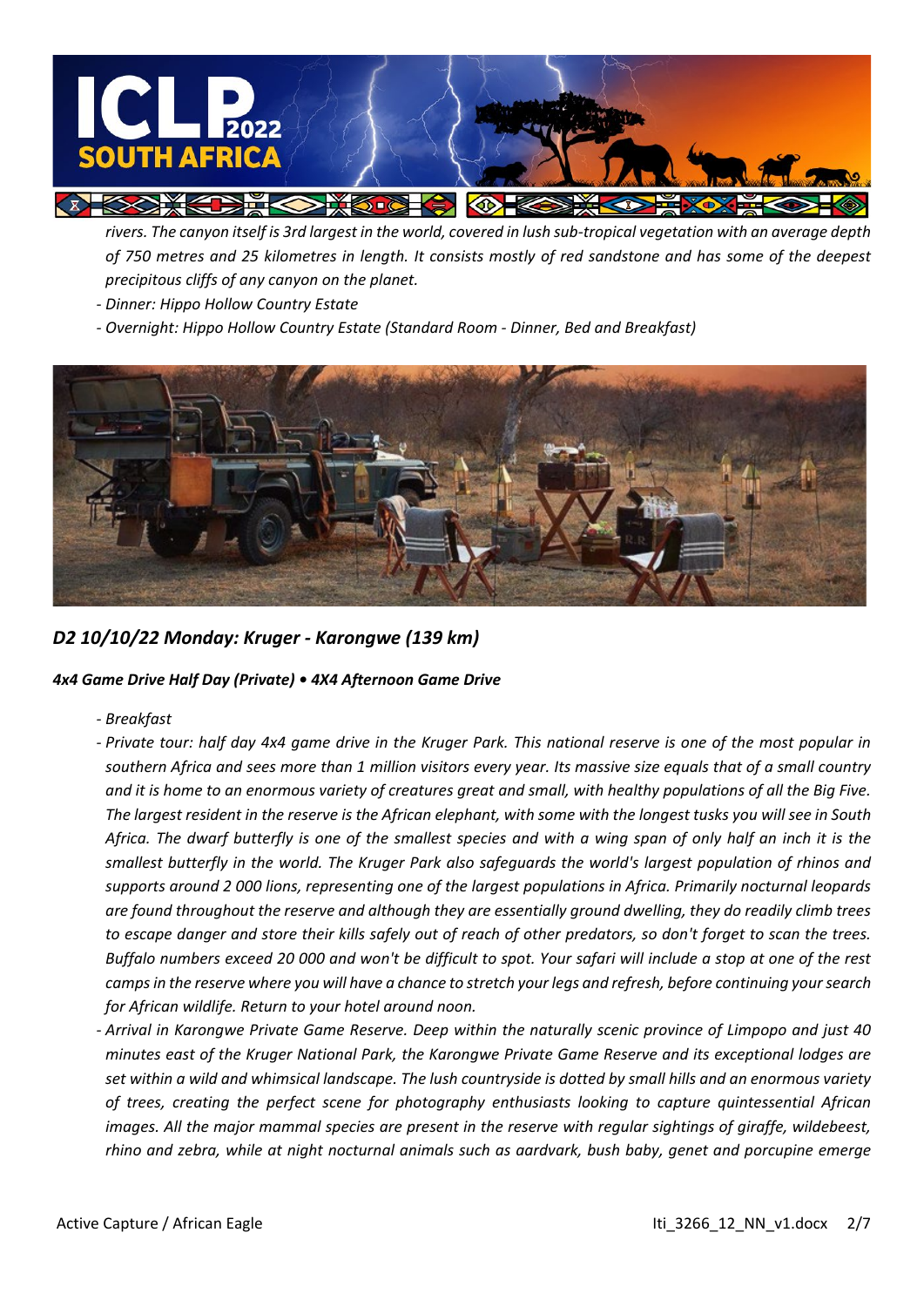*rivers. The canyon itself is 3rd largest in the world, covered in lush sub-tropical vegetation with an average depth of 750 metres and 25 kilometres in length. It consists mostly of red sandstone and has some of the deepest precipitous cliffs of any canyon on the planet.*

- *Dinner: Hippo Hollow Country Estate*
- *Overnight: Hippo Hollow Country Estate (Standard Room - Dinner, Bed and Breakfast)*

## *D2 10/10/22 Monday: Kruger - Karongwe (139 km)*

***4x4 Game Drive Half Day (Private) • 4X4 Afternoon Game Drive***

- *Breakfast*
- *Private tour: half day 4x4 game drive in the Kruger Park. This national reserve is one of the most popular in southern Africa and sees more than 1 million visitors every year. Its massive size equals that of a small country and it is home to an enormous variety of creatures great and small, with healthy populations of all the Big Five. The largest resident in the reserve is the African elephant, with some with the longest tusks you will see in South Africa. The dwarf butterfly is one of the smallest species and with a wing span of only half an inch it is the smallest butterfly in the world. The Kruger Park also safeguards the world's largest population of rhinos and supports around 2 000 lions, representing one of the largest populations in Africa. Primarily nocturnal leopards are found throughout the reserve and although they are essentially ground dwelling, they do readily climb trees to escape danger and store their kills safely out of reach of other predators, so don't forget to scan the trees. Buffalo numbers exceed 20 000 and won't be difficult to spot. Your safari will include a stop at one of the rest camps in the reserve where you will have a chance to stretch your legs and refresh, before continuing your search for African wildlife. Return to your hotel around noon.*
- *Arrival in Karongwe Private Game Reserve. Deep within the naturally scenic province of Limpopo and just 40 minutes east of the Kruger National Park, the Karongwe Private Game Reserve and its exceptional lodges are set within a wild and whimsical landscape. The lush countryside is dotted by small hills and an enormous variety of trees, creating the perfect scene for photography enthusiasts looking to capture quintessential African images. All the major mammal species are present in the reserve with regular sightings of giraffe, wildebeest, rhino and zebra, while at night nocturnal animals such as aardvark, bush baby, genet and porcupine emerge*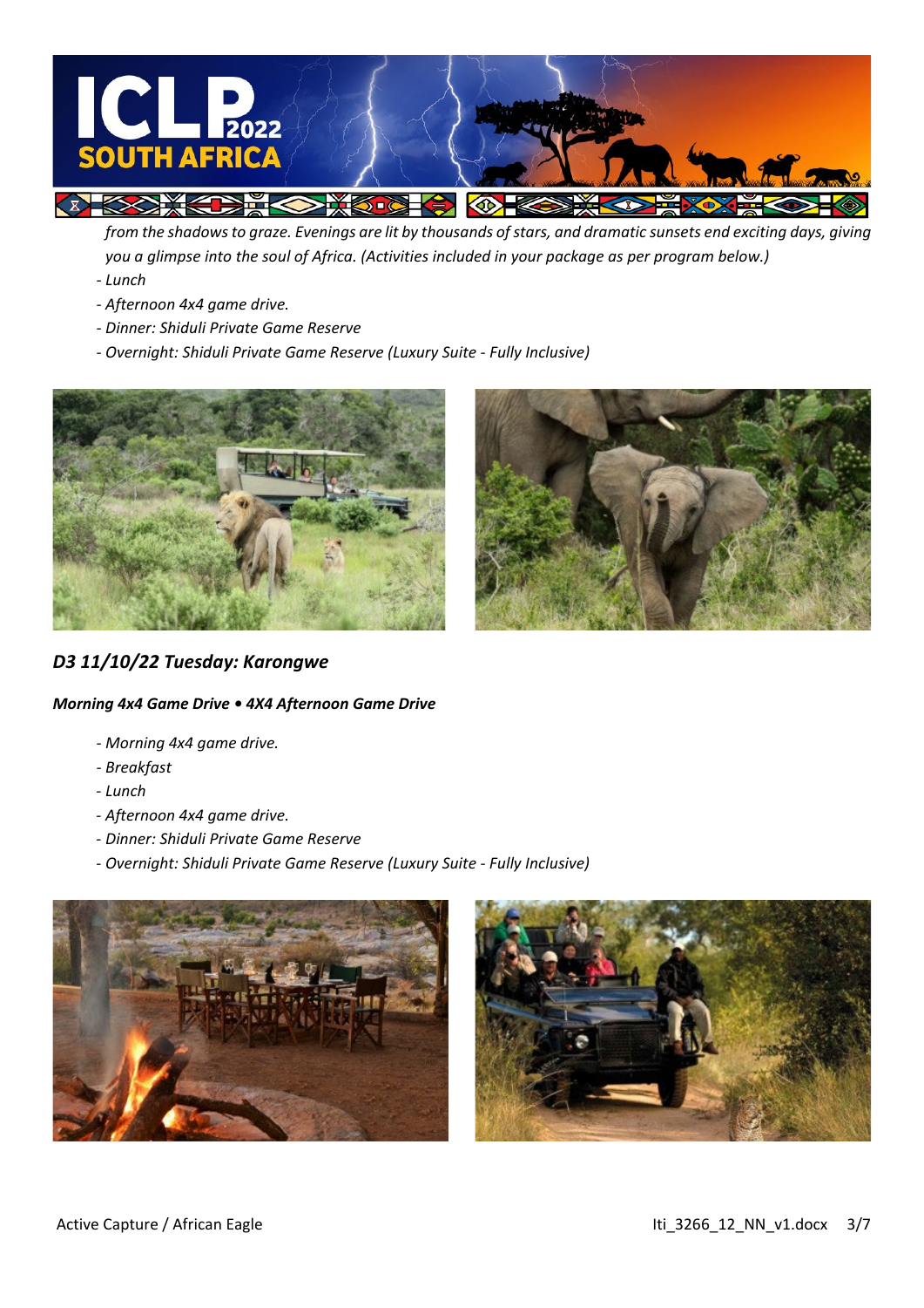*from the shadows to graze. Evenings are lit by thousands of stars, and dramatic sunsets end exciting days, giving you a glimpse into the soul of Africa. (Activities included in your package as per program below.)*

- *Lunch*
- *Afternoon 4x4 game drive.*
- *Dinner: Shiduli Private Game Reserve*
- *Overnight: Shiduli Private Game Reserve (Luxury Suite - Fully Inclusive)*

## *D3 11/10/22 Tuesday: Karongwe*

***Morning 4x4 Game Drive • 4X4 Afternoon Game Drive***

- *Morning 4x4 game drive.*
- *Breakfast*
- *Lunch*
- *Afternoon 4x4 game drive.*
- *Dinner: Shiduli Private Game Reserve*
- *Overnight: Shiduli Private Game Reserve (Luxury Suite - Fully Inclusive)*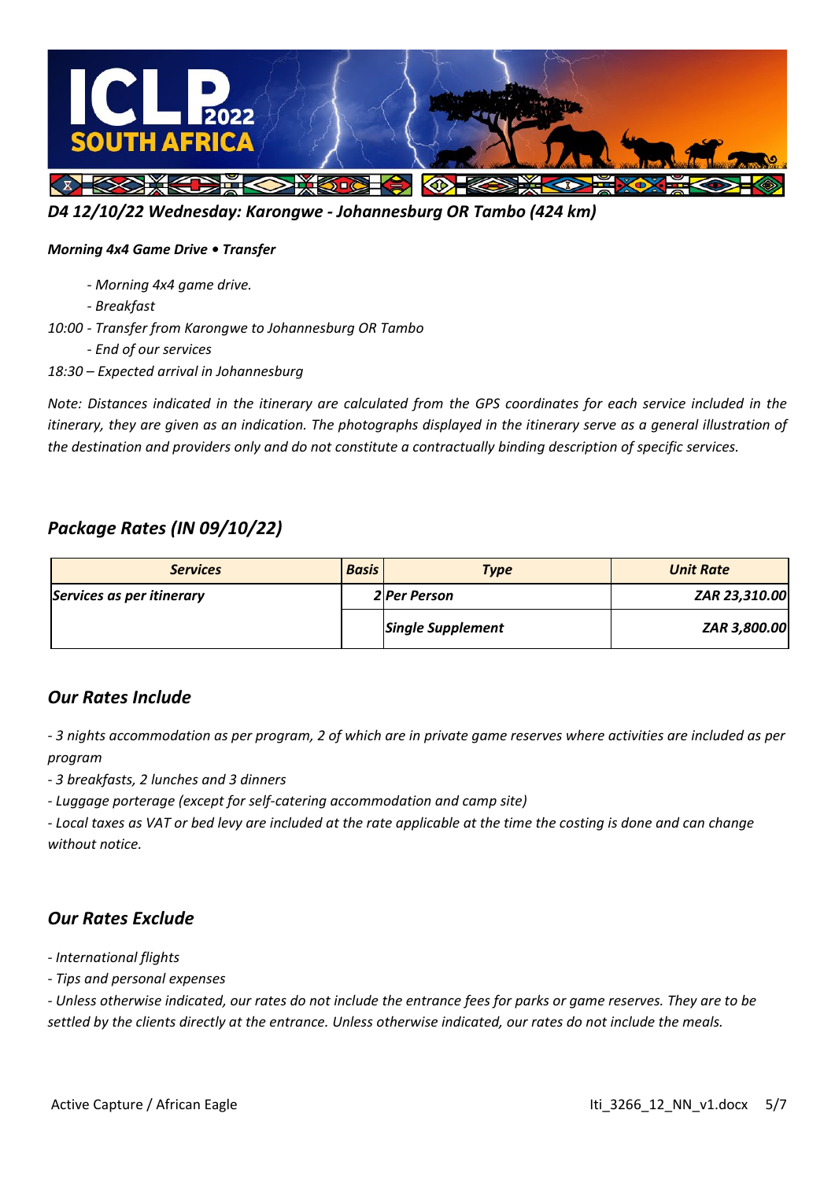### *D4 12/10/22 Wednesday: Karongwe - Johannesburg OR Tambo (424 km)*

***Morning 4x4 Game Drive • Transfer***

*- Morning 4x4 game drive.*
*- Breakfast*
*10:00 - Transfer from Karongwe to Johannesburg OR Tambo*
*- End of our services*
*18:30 – Expected arrival in Johannesburg*

*Note: Distances indicated in the itinerary are calculated from the GPS coordinates for each service included in the itinerary, they are given as an indication. The photographs displayed in the itinerary serve as a general illustration of the destination and providers only and do not constitute a contractually binding description of specific services.*

## *Package Rates (IN 09/10/22)*

| ***Services*** | ***Basis*** | ***Type*** | ***Unit Rate*** |
|---|---|---|---|
| ***Services as per itinerary*** | ***2*** | ***Per Person*** | ***ZAR 23,310.00*** |
| | | ***Single Supplement*** | ***ZAR 3,800.00*** |

## *Our Rates Include*

*- 3 nights accommodation as per program, 2 of which are in private game reserves where activities are included as per program*
*- 3 breakfasts, 2 lunches and 3 dinners*
*- Luggage porterage (except for self-catering accommodation and camp site)*
*- Local taxes as VAT or bed levy are included at the rate applicable at the time the costing is done and can change without notice.*

## *Our Rates Exclude*

*- International flights*
*- Tips and personal expenses*
*- Unless otherwise indicated, our rates do not include the entrance fees for parks or game reserves. They are to be settled by the clients directly at the entrance. Unless otherwise indicated, our rates do not include the meals.*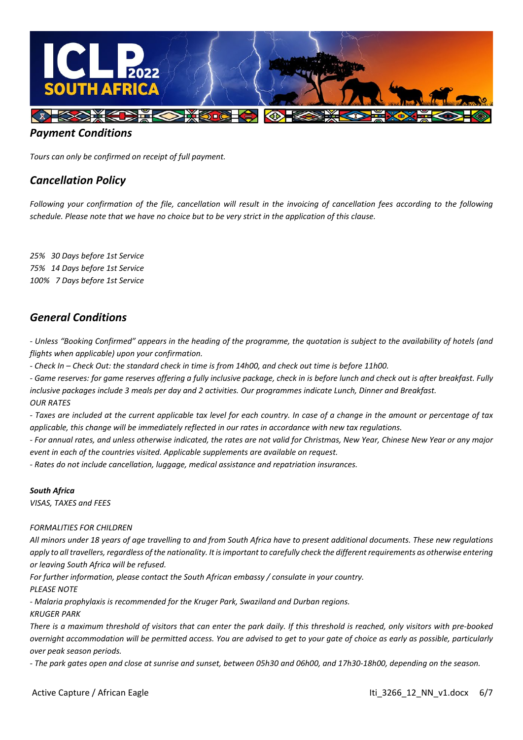## *Payment Conditions*

*Tours can only be confirmed on receipt of full payment.*

## *Cancellation Policy*

*Following your confirmation of the file, cancellation will result in the invoicing of cancellation fees according to the following schedule. Please note that we have no choice but to be very strict in the application of this clause.*

*25%   30 Days before 1st Service*
*75%   14 Days before 1st Service*
*100%   7 Days before 1st Service*

## *General Conditions*

*- Unless "Booking Confirmed" appears in the heading of the programme, the quotation is subject to the availability of hotels (and flights when applicable) upon your confirmation.*

*- Check In – Check Out: the standard check in time is from 14h00, and check out time is before 11h00.*

*- Game reserves: for game reserves offering a fully inclusive package, check in is before lunch and check out is after breakfast. Fully inclusive packages include 3 meals per day and 2 activities. Our programmes indicate Lunch, Dinner and Breakfast.*

*OUR RATES*

*- Taxes are included at the current applicable tax level for each country. In case of a change in the amount or percentage of tax applicable, this change will be immediately reflected in our rates in accordance with new tax regulations.*

*- For annual rates, and unless otherwise indicated, the rates are not valid for Christmas, New Year, Chinese New Year or any major event in each of the countries visited. Applicable supplements are available on request.*

*- Rates do not include cancellation, luggage, medical assistance and repatriation insurances.*

***South Africa***

*VISAS, TAXES and FEES*

*FORMALITIES FOR CHILDREN*

*All minors under 18 years of age travelling to and from South Africa have to present additional documents. These new regulations apply to all travellers, regardless of the nationality. It is important to carefully check the different requirements as otherwise entering or leaving South Africa will be refused.*

*For further information, please contact the South African embassy / consulate in your country.*

*PLEASE NOTE*

*- Malaria prophylaxis is recommended for the Kruger Park, Swaziland and Durban regions.*

*KRUGER PARK*

*There is a maximum threshold of visitors that can enter the park daily. If this threshold is reached, only visitors with pre-booked overnight accommodation will be permitted access. You are advised to get to your gate of choice as early as possible, particularly over peak season periods.*

*- The park gates open and close at sunrise and sunset, between 05h30 and 06h00, and 17h30-18h00, depending on the season.*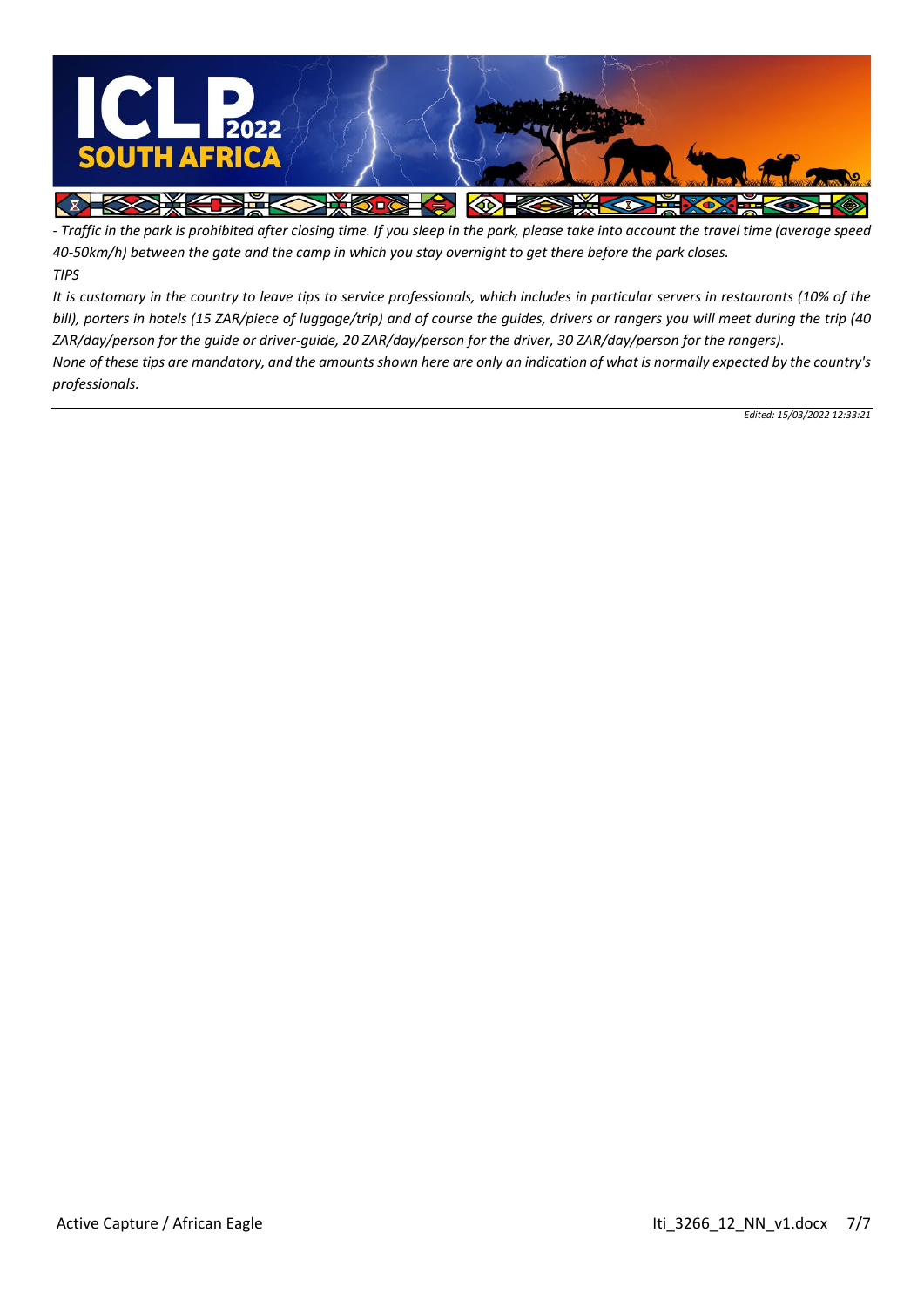*- Traffic in the park is prohibited after closing time. If you sleep in the park, please take into account the travel time (average speed 40-50km/h) between the gate and the camp in which you stay overnight to get there before the park closes.*

*TIPS*

*It is customary in the country to leave tips to service professionals, which includes in particular servers in restaurants (10% of the bill), porters in hotels (15 ZAR/piece of luggage/trip) and of course the guides, drivers or rangers you will meet during the trip (40 ZAR/day/person for the guide or driver-guide, 20 ZAR/day/person for the driver, 30 ZAR/day/person for the rangers).*

*None of these tips are mandatory, and the amounts shown here are only an indication of what is normally expected by the country's professionals.*

---

*Edited: 15/03/2022 12:33:21*